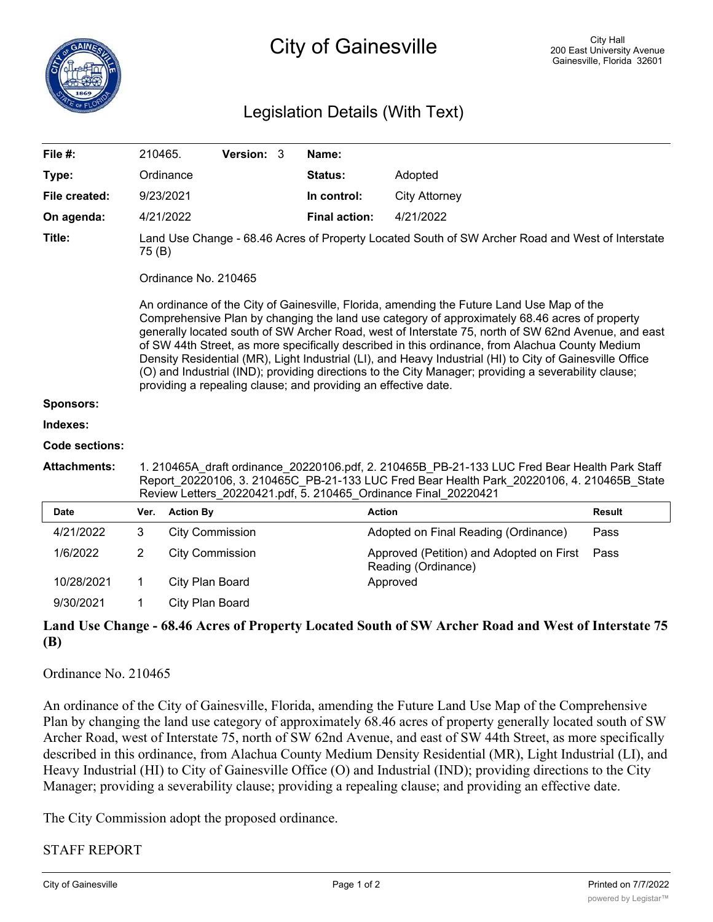# City of Gainesville

City Hall
200 East University Avenue
Gainesville, Florida 32601

## Legislation Details (With Text)

| | | | |
|---|---|---|---|
| **File #:** | 210465. **Version:** 3 | **Name:** | |
| **Type:** | Ordinance | **Status:** | Adopted |
| **File created:** | 9/23/2021 | **In control:** | City Attorney |
| **On agenda:** | 4/21/2022 | **Final action:** | 4/21/2022 |

**Title:** Land Use Change - 68.46 Acres of Property Located South of SW Archer Road and West of Interstate 75 (B)

Ordinance No. 210465

An ordinance of the City of Gainesville, Florida, amending the Future Land Use Map of the Comprehensive Plan by changing the land use category of approximately 68.46 acres of property generally located south of SW Archer Road, west of Interstate 75, north of SW 62nd Avenue, and east of SW 44th Street, as more specifically described in this ordinance, from Alachua County Medium Density Residential (MR), Light Industrial (LI), and Heavy Industrial (HI) to City of Gainesville Office (O) and Industrial (IND); providing directions to the City Manager; providing a severability clause; providing a repealing clause; and providing an effective date.

**Sponsors:**

**Indexes:**

**Code sections:**

**Attachments:** 1. 210465A_draft ordinance_20220106.pdf, 2. 210465B_PB-21-133 LUC Fred Bear Health Park Staff Report_20220106, 3. 210465C_PB-21-133 LUC Fred Bear Health Park_20220106, 4. 210465B_State Review Letters_20220421.pdf, 5. 210465_Ordinance Final_20220421

| Date | Ver. | Action By | Action | Result |
|---|---|---|---|---|
| 4/21/2022 | 3 | City Commission | Adopted on Final Reading (Ordinance) | Pass |
| 1/6/2022 | 2 | City Commission | Approved (Petition) and Adopted on First Reading (Ordinance) | Pass |
| 10/28/2021 | 1 | City Plan Board | Approved | |
| 9/30/2021 | 1 | City Plan Board | | |

**Land Use Change - 68.46 Acres of Property Located South of SW Archer Road and West of Interstate 75 (B)**

Ordinance No. 210465

An ordinance of the City of Gainesville, Florida, amending the Future Land Use Map of the Comprehensive Plan by changing the land use category of approximately 68.46 acres of property generally located south of SW Archer Road, west of Interstate 75, north of SW 62nd Avenue, and east of SW 44th Street, as more specifically described in this ordinance, from Alachua County Medium Density Residential (MR), Light Industrial (LI), and Heavy Industrial (HI) to City of Gainesville Office (O) and Industrial (IND); providing directions to the City Manager; providing a severability clause; providing a repealing clause; and providing an effective date.

The City Commission adopt the proposed ordinance.

STAFF REPORT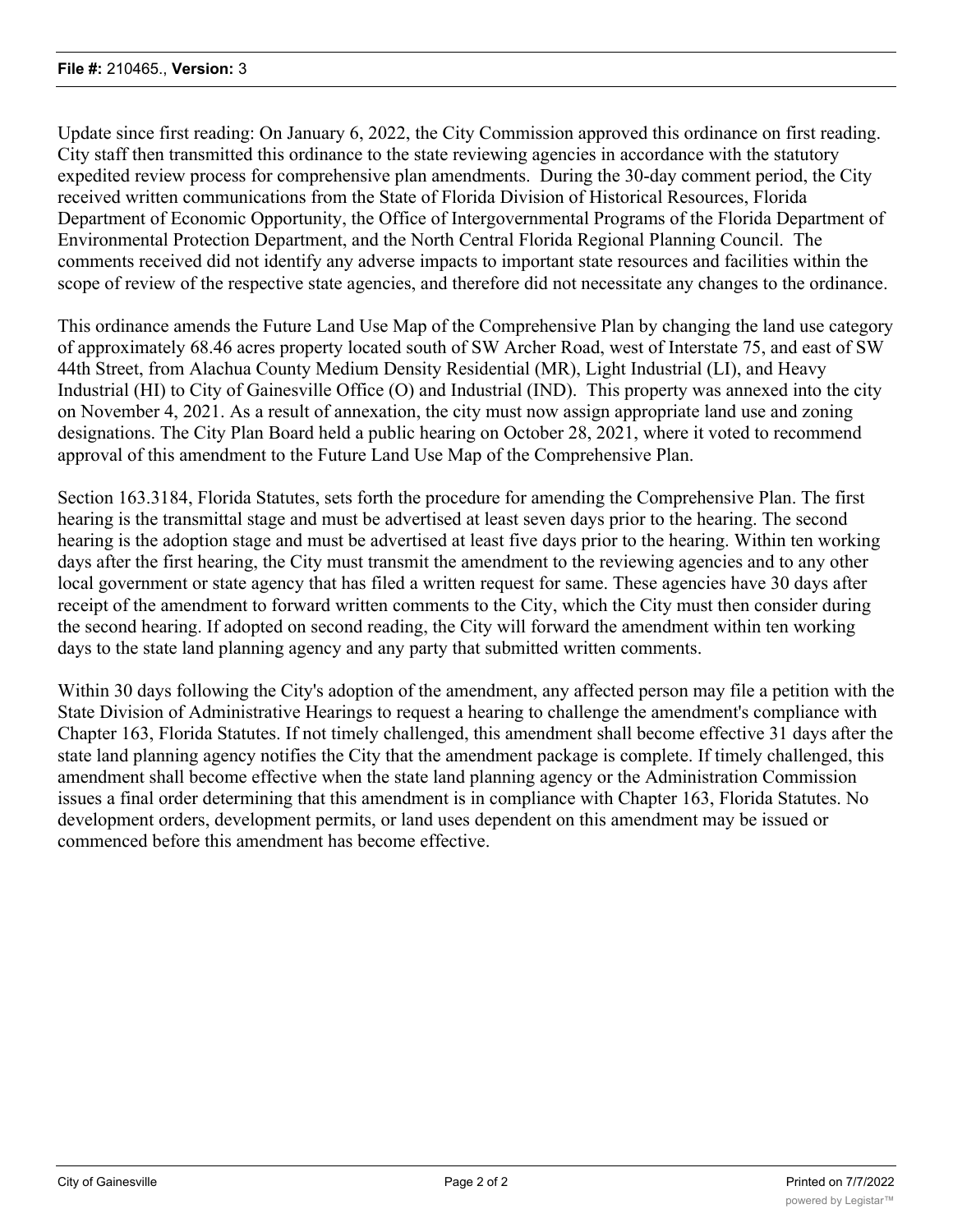Update since first reading: On January 6, 2022, the City Commission approved this ordinance on first reading. City staff then transmitted this ordinance to the state reviewing agencies in accordance with the statutory expedited review process for comprehensive plan amendments. During the 30-day comment period, the City received written communications from the State of Florida Division of Historical Resources, Florida Department of Economic Opportunity, the Office of Intergovernmental Programs of the Florida Department of Environmental Protection Department, and the North Central Florida Regional Planning Council. The comments received did not identify any adverse impacts to important state resources and facilities within the scope of review of the respective state agencies, and therefore did not necessitate any changes to the ordinance.

This ordinance amends the Future Land Use Map of the Comprehensive Plan by changing the land use category of approximately 68.46 acres property located south of SW Archer Road, west of Interstate 75, and east of SW 44th Street, from Alachua County Medium Density Residential (MR), Light Industrial (LI), and Heavy Industrial (HI) to City of Gainesville Office (O) and Industrial (IND). This property was annexed into the city on November 4, 2021. As a result of annexation, the city must now assign appropriate land use and zoning designations. The City Plan Board held a public hearing on October 28, 2021, where it voted to recommend approval of this amendment to the Future Land Use Map of the Comprehensive Plan.

Section 163.3184, Florida Statutes, sets forth the procedure for amending the Comprehensive Plan. The first hearing is the transmittal stage and must be advertised at least seven days prior to the hearing. The second hearing is the adoption stage and must be advertised at least five days prior to the hearing. Within ten working days after the first hearing, the City must transmit the amendment to the reviewing agencies and to any other local government or state agency that has filed a written request for same. These agencies have 30 days after receipt of the amendment to forward written comments to the City, which the City must then consider during the second hearing. If adopted on second reading, the City will forward the amendment within ten working days to the state land planning agency and any party that submitted written comments.

Within 30 days following the City's adoption of the amendment, any affected person may file a petition with the State Division of Administrative Hearings to request a hearing to challenge the amendment's compliance with Chapter 163, Florida Statutes. If not timely challenged, this amendment shall become effective 31 days after the state land planning agency notifies the City that the amendment package is complete. If timely challenged, this amendment shall become effective when the state land planning agency or the Administration Commission issues a final order determining that this amendment is in compliance with Chapter 163, Florida Statutes. No development orders, development permits, or land uses dependent on this amendment may be issued or commenced before this amendment has become effective.